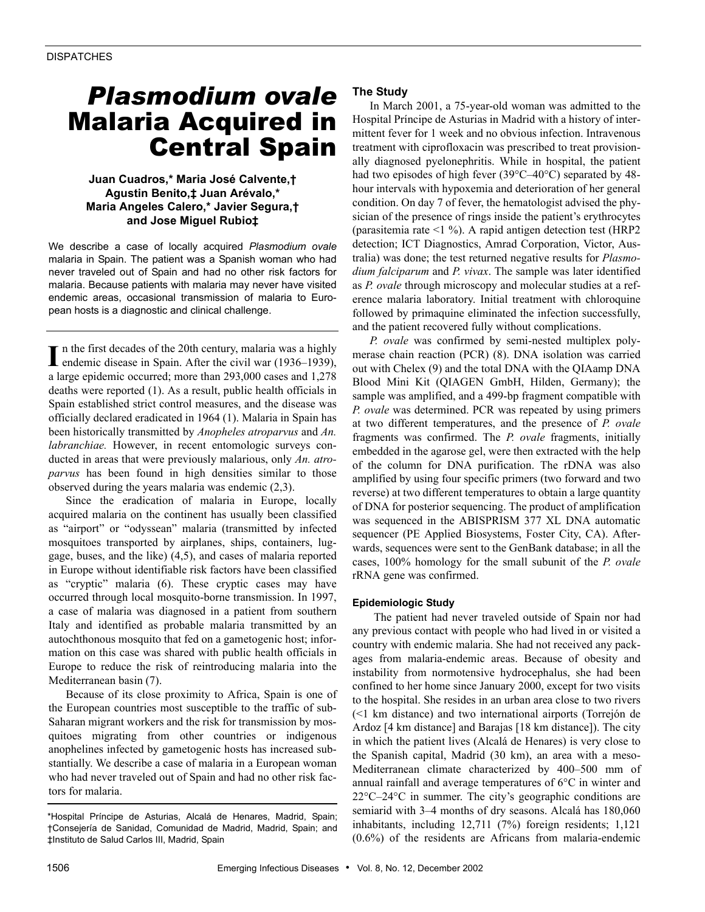DISPATCHES

# *Plasmodium ovale* Malaria Acquired in Central Spain

**Juan Cuadros,\* Maria José Calvente,† Agustin Benito,‡ Juan Arévalo,\* Maria Angeles Calero,\* Javier Segura,† and Jose Miguel Rubio‡**

We describe a case of locally acquired *Plasmodium ovale* malaria in Spain. The patient was a Spanish woman who had never traveled out of Spain and had no other risk factors for malaria. Because patients with malaria may never have visited endemic areas, occasional transmission of malaria to European hosts is a diagnostic and clinical challenge.

In the first decades of the 20th century, malaria was a highly endemic disease in Spain. After the civil war (1936–1939), a large epidemic occurred; more than 293,000 cases and 1,278 deaths were reported (1). As a result, public health officials in Spain established strict control measures, and the disease was officially declared eradicated in 1964 (1). Malaria in Spain has been historically transmitted by *Anopheles atroparvus* and *An. labranchiae.* However, in recent entomologic surveys conducted in areas that were previously malarious, only *An. atroparvus* has been found in high densities similar to those observed during the years malaria was endemic (2,3).

Since the eradication of malaria in Europe, locally acquired malaria on the continent has usually been classified as "airport" or "odyssean" malaria (transmitted by infected mosquitoes transported by airplanes, ships, containers, luggage, buses, and the like) (4,5), and cases of malaria reported in Europe without identifiable risk factors have been classified as "cryptic" malaria (6). These cryptic cases may have occurred through local mosquito-borne transmission. In 1997, a case of malaria was diagnosed in a patient from southern Italy and identified as probable malaria transmitted by an autochthonous mosquito that fed on a gametogenic host; information on this case was shared with public health officials in Europe to reduce the risk of reintroducing malaria into the Mediterranean basin (7).

Because of its close proximity to Africa, Spain is one of the European countries most susceptible to the traffic of sub-Saharan migrant workers and the risk for transmission by mosquitoes migrating from other countries or indigenous anophelines infected by gametogenic hosts has increased substantially. We describe a case of malaria in a European woman who had never traveled out of Spain and had no other risk factors for malaria.

\*Hospital Príncipe de Asturias, Alcalá de Henares, Madrid, Spain; †Consejería de Sanidad, Comunidad de Madrid, Madrid, Spain; and ‡Instituto de Salud Carlos III, Madrid, Spain

## The Study

In March 2001, a 75-year-old woman was admitted to the Hospital Príncipe de Asturias in Madrid with a history of intermittent fever for 1 week and no obvious infection. Intravenous treatment with ciprofloxacin was prescribed to treat provisionally diagnosed pyelonephritis. While in hospital, the patient had two episodes of high fever (39°C–40°C) separated by 48-hour intervals with hypoxemia and deterioration of her general condition. On day 7 of fever, the hematologist advised the physician of the presence of rings inside the patient's erythrocytes (parasitemia rate <1 %). A rapid antigen detection test (HRP2 detection; ICT Diagnostics, Amrad Corporation, Victor, Australia) was done; the test returned negative results for *Plasmodium falciparum* and *P. vivax*. The sample was later identified as *P. ovale* through microscopy and molecular studies at a reference malaria laboratory. Initial treatment with chloroquine followed by primaquine eliminated the infection successfully, and the patient recovered fully without complications.

*P. ovale* was confirmed by semi-nested multiplex polymerase chain reaction (PCR) (8). DNA isolation was carried out with Chelex (9) and the total DNA with the QIAamp DNA Blood Mini Kit (QIAGEN GmbH, Hilden, Germany); the sample was amplified, and a 499-bp fragment compatible with *P. ovale* was determined. PCR was repeated by using primers at two different temperatures, and the presence of *P. ovale* fragments was confirmed. The *P. ovale* fragments, initially embedded in the agarose gel, were then extracted with the help of the column for DNA purification. The rDNA was also amplified by using four specific primers (two forward and two reverse) at two different temperatures to obtain a large quantity of DNA for posterior sequencing. The product of amplification was sequenced in the ABISPRISM 377 XL DNA automatic sequencer (PE Applied Biosystems, Foster City, CA). Afterwards, sequences were sent to the GenBank database; in all the cases, 100% homology for the small subunit of the *P. ovale* rRNA gene was confirmed.

### Epidemiologic Study

The patient had never traveled outside of Spain nor had any previous contact with people who had lived in or visited a country with endemic malaria. She had not received any packages from malaria-endemic areas. Because of obesity and instability from normotensive hydrocephalus, she had been confined to her home since January 2000, except for two visits to the hospital. She resides in an urban area close to two rivers (<1 km distance) and two international airports (Torrejón de Ardoz [4 km distance] and Barajas [18 km distance]). The city in which the patient lives (Alcalá de Henares) is very close to the Spanish capital, Madrid (30 km), an area with a meso-Mediterranean climate characterized by 400–500 mm of annual rainfall and average temperatures of 6°C in winter and 22°C–24°C in summer. The city's geographic conditions are semiarid with 3–4 months of dry seasons. Alcalá has 180,060 inhabitants, including 12,711 (7%) foreign residents; 1,121 (0.6%) of the residents are Africans from malaria-endemic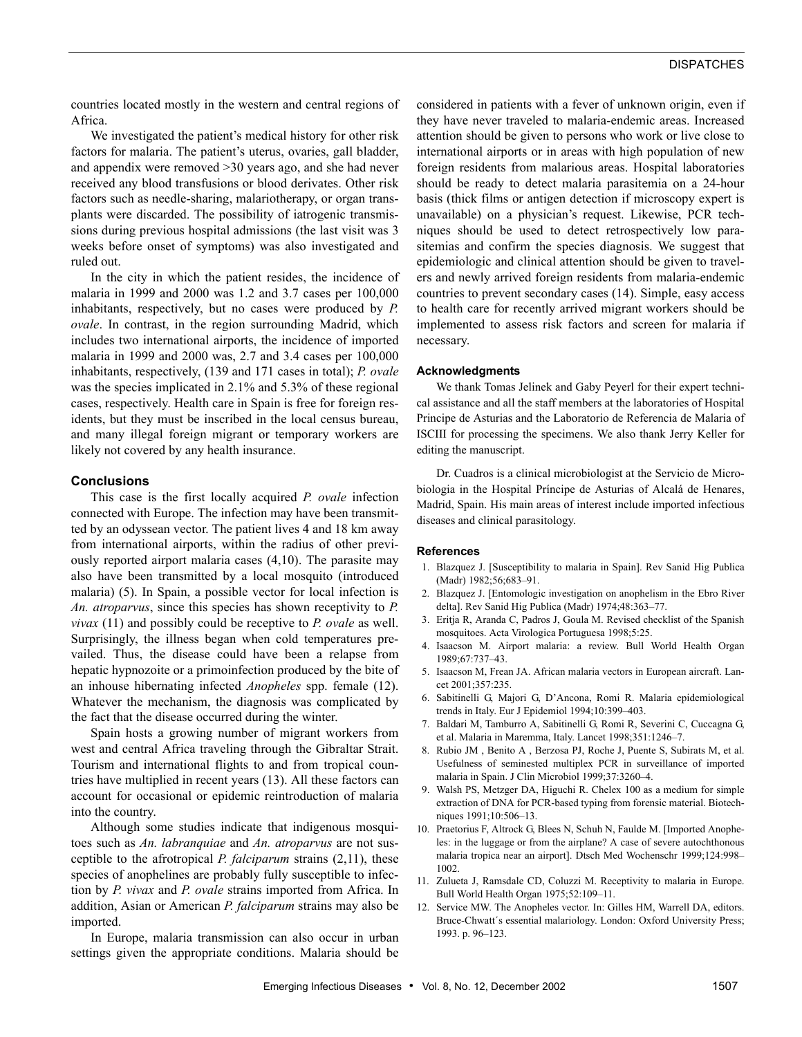countries located mostly in the western and central regions of Africa.

We investigated the patient's medical history for other risk factors for malaria. The patient's uterus, ovaries, gall bladder, and appendix were removed >30 years ago, and she had never received any blood transfusions or blood derivates. Other risk factors such as needle-sharing, malariotherapy, or organ transplants were discarded. The possibility of iatrogenic transmissions during previous hospital admissions (the last visit was 3 weeks before onset of symptoms) was also investigated and ruled out.

In the city in which the patient resides, the incidence of malaria in 1999 and 2000 was 1.2 and 3.7 cases per 100,000 inhabitants, respectively, but no cases were produced by *P. ovale*. In contrast, in the region surrounding Madrid, which includes two international airports, the incidence of imported malaria in 1999 and 2000 was, 2.7 and 3.4 cases per 100,000 inhabitants, respectively, (139 and 171 cases in total); *P. ovale* was the species implicated in 2.1% and 5.3% of these regional cases, respectively. Health care in Spain is free for foreign residents, but they must be inscribed in the local census bureau, and many illegal foreign migrant or temporary workers are likely not covered by any health insurance.

## Conclusions

This case is the first locally acquired *P. ovale* infection connected with Europe. The infection may have been transmitted by an odyssean vector. The patient lives 4 and 18 km away from international airports, within the radius of other previously reported airport malaria cases (4,10). The parasite may also have been transmitted by a local mosquito (introduced malaria) (5). In Spain, a possible vector for local infection is *An. atroparvus*, since this species has shown receptivity to *P. vivax* (11) and possibly could be receptive to *P. ovale* as well. Surprisingly, the illness began when cold temperatures prevailed. Thus, the disease could have been a relapse from hepatic hypnozoite or a primoinfection produced by the bite of an inhouse hibernating infected *Anopheles* spp. female (12). Whatever the mechanism, the diagnosis was complicated by the fact that the disease occurred during the winter.

Spain hosts a growing number of migrant workers from west and central Africa traveling through the Gibraltar Strait. Tourism and international flights to and from tropical countries have multiplied in recent years (13). All these factors can account for occasional or epidemic reintroduction of malaria into the country.

Although some studies indicate that indigenous mosquitoes such as *An. labranquiae* and *An. atroparvus* are not susceptible to the afrotropical *P. falciparum* strains (2,11), these species of anophelines are probably fully susceptible to infection by *P. vivax* and *P. ovale* strains imported from Africa. In addition, Asian or American *P. falciparum* strains may also be imported.

In Europe, malaria transmission can also occur in urban settings given the appropriate conditions. Malaria should be considered in patients with a fever of unknown origin, even if they have never traveled to malaria-endemic areas. Increased attention should be given to persons who work or live close to international airports or in areas with high population of new foreign residents from malarious areas. Hospital laboratories should be ready to detect malaria parasitemia on a 24-hour basis (thick films or antigen detection if microscopy expert is unavailable) on a physician's request. Likewise, PCR techniques should be used to detect retrospectively low parasitemias and confirm the species diagnosis. We suggest that epidemiologic and clinical attention should be given to travelers and newly arrived foreign residents from malaria-endemic countries to prevent secondary cases (14). Simple, easy access to health care for recently arrived migrant workers should be implemented to assess risk factors and screen for malaria if necessary.

### Acknowledgments

We thank Tomas Jelinek and Gaby Peyerl for their expert technical assistance and all the staff members at the laboratories of Hospital Principe de Asturias and the Laboratorio de Referencia de Malaria of ISCIII for processing the specimens. We also thank Jerry Keller for editing the manuscript.

Dr. Cuadros is a clinical microbiologist at the Servicio de Microbiologia in the Hospital Príncipe de Asturias of Alcalá de Henares, Madrid, Spain. His main areas of interest include imported infectious diseases and clinical parasitology.

### References

1. Blazquez J. [Susceptibility to malaria in Spain]. Rev Sanid Hig Publica (Madr) 1982;56;683–91.
2. Blazquez J. [Entomologic investigation on anophelism in the Ebro River delta]. Rev Sanid Hig Publica (Madr) 1974;48:363–77.
3. Eritja R, Aranda C, Padros J, Goula M. Revised checklist of the Spanish mosquitoes. Acta Virologica Portuguesa 1998;5:25.
4. Isaacson M. Airport malaria: a review. Bull World Health Organ 1989;67:737–43.
5. Isaacson M, Frean JA. African malaria vectors in European aircraft. Lancet 2001;357:235.
6. Sabitinelli G, Majori G, D'Ancona, Romi R. Malaria epidemiological trends in Italy. Eur J Epidemiol 1994;10:399–403.
7. Baldari M, Tamburro A, Sabitinelli G, Romi R, Severini C, Cuccagna G, et al. Malaria in Maremma, Italy. Lancet 1998;351:1246–7.
8. Rubio JM , Benito A , Berzosa PJ, Roche J, Puente S, Subirats M, et al. Usefulness of seminested multiplex PCR in surveillance of imported malaria in Spain. J Clin Microbiol 1999;37:3260–4.
9. Walsh PS, Metzger DA, Higuchi R. Chelex 100 as a medium for simple extraction of DNA for PCR-based typing from forensic material. Biotechniques 1991;10:506–13.
10. Praetorius F, Altrock G, Blees N, Schuh N, Faulde M. [Imported Anopheles: in the luggage or from the airplane? A case of severe autochthonous malaria tropica near an airport]. Dtsch Med Wochenschr 1999;124:998–1002.
11. Zulueta J, Ramsdale CD, Coluzzi M. Receptivity to malaria in Europe. Bull World Health Organ 1975;52:109–11.
12. Service MW. The Anopheles vector. In: Gilles HM, Warrell DA, editors. Bruce-Chwatt´s essential malariology. London: Oxford University Press; 1993. p. 96–123.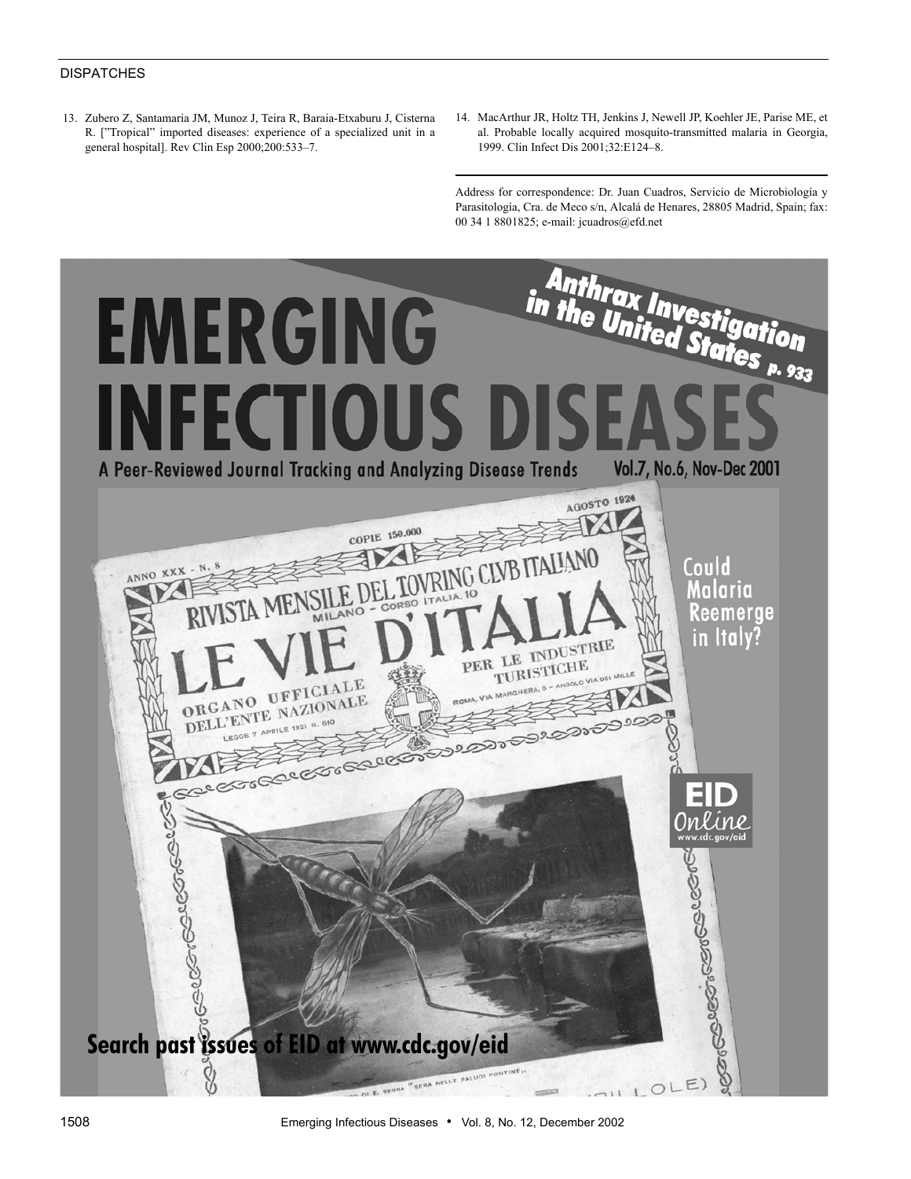13. Zubero Z, Santamaria JM, Munoz J, Teira R, Baraia-Etxaburu J, Cisterna R. ["Tropical" imported diseases: experience of a specialized unit in a general hospital]. Rev Clin Esp 2000;200:533–7.

14. MacArthur JR, Holtz TH, Jenkins J, Newell JP, Koehler JE, Parise ME, et al. Probable locally acquired mosquito-transmitted malaria in Georgia, 1999. Clin Infect Dis 2001;32:E124–8.

Address for correspondence: Dr. Juan Cuadros, Servicio de Microbiología y Parasitología, Cra. de Meco s/n, Alcalá de Henares, 28805 Madrid, Spain; fax: 00 34 1 8801825; e-mail: jcuadros@efd.net

EMERGING INFECTIOUS DISEASES

A Peer-Reviewed Journal Tracking and Analyzing Disease Trends

Vol.7, No.6, Nov-Dec 2001

Anthrax Investigation in the United States p. 933

Could Malaria Reemerge in Italy?

EID Online www.cdc.gov/eid

Search past issues of EID at www.cdc.gov/eid